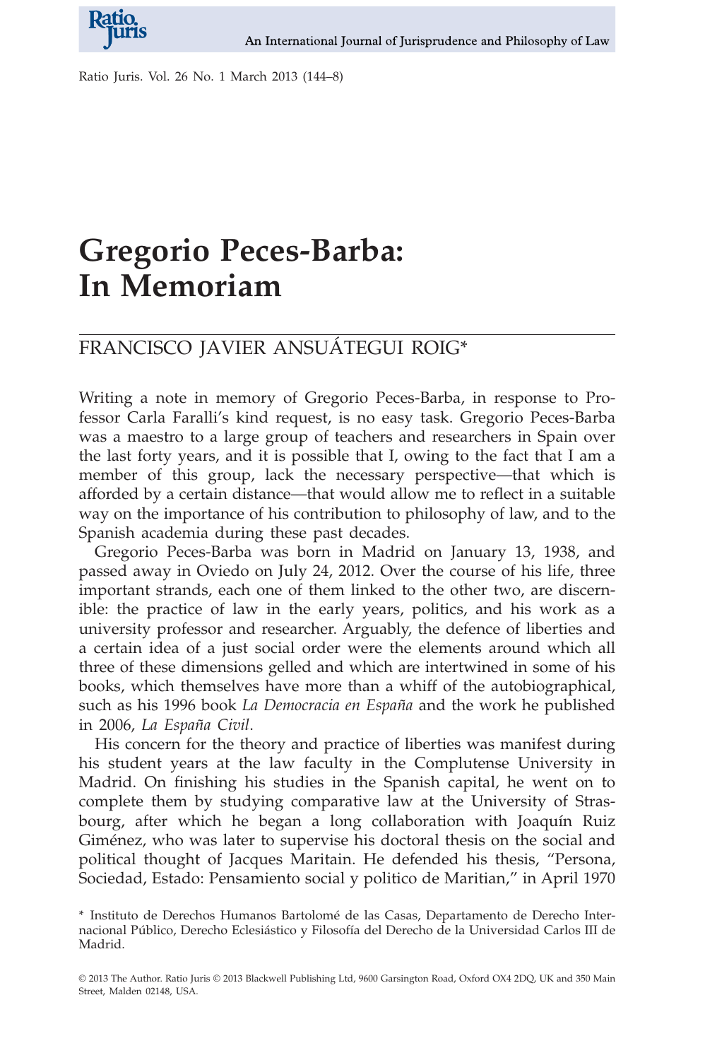# Gregorio Peces-Barba: In Memoriam

## FRANCISCO JAVIER ANSUÁTEGUI ROIG*

Writing a note in memory of Gregorio Peces-Barba, in response to Professor Carla Faralli's kind request, is no easy task. Gregorio Peces-Barba was a maestro to a large group of teachers and researchers in Spain over the last forty years, and it is possible that I, owing to the fact that I am a member of this group, lack the necessary perspective—that which is afforded by a certain distance—that would allow me to reflect in a suitable way on the importance of his contribution to philosophy of law, and to the Spanish academia during these past decades.

Gregorio Peces-Barba was born in Madrid on January 13, 1938, and passed away in Oviedo on July 24, 2012. Over the course of his life, three important strands, each one of them linked to the other two, are discernible: the practice of law in the early years, politics, and his work as a university professor and researcher. Arguably, the defence of liberties and a certain idea of a just social order were the elements around which all three of these dimensions gelled and which are intertwined in some of his books, which themselves have more than a whiff of the autobiographical, such as his 1996 book *La Democracia en España* and the work he published in 2006, *La España Civil*.

His concern for the theory and practice of liberties was manifest during his student years at the law faculty in the Complutense University in Madrid. On finishing his studies in the Spanish capital, he went on to complete them by studying comparative law at the University of Strasbourg, after which he began a long collaboration with Joaquín Ruiz Giménez, who was later to supervise his doctoral thesis on the social and political thought of Jacques Maritain. He defended his thesis, "Persona, Sociedad, Estado: Pensamiento social y politico de Maritian," in April 1970

\* Instituto de Derechos Humanos Bartolomé de las Casas, Departamento de Derecho Internacional Público, Derecho Eclesiástico y Filosofía del Derecho de la Universidad Carlos III de Madrid.

© 2013 The Author. Ratio Juris © 2013 Blackwell Publishing Ltd, 9600 Garsington Road, Oxford OX4 2DQ, UK and 350 Main Street, Malden 02148, USA.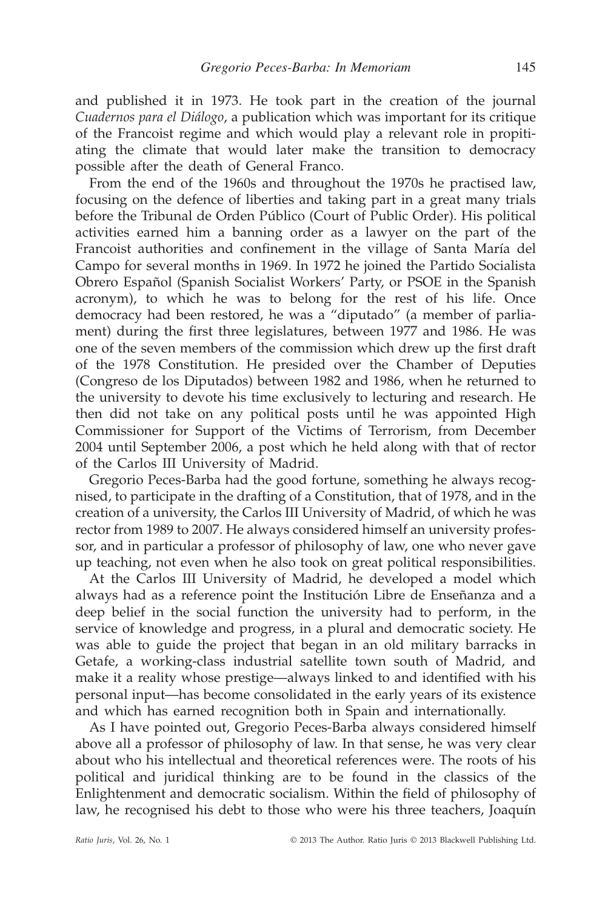and published it in 1973. He took part in the creation of the journal *Cuadernos para el Diálogo*, a publication which was important for its critique of the Francoist regime and which would play a relevant role in propitiating the climate that would later make the transition to democracy possible after the death of General Franco.

From the end of the 1960s and throughout the 1970s he practised law, focusing on the defence of liberties and taking part in a great many trials before the Tribunal de Orden Público (Court of Public Order). His political activities earned him a banning order as a lawyer on the part of the Francoist authorities and confinement in the village of Santa María del Campo for several months in 1969. In 1972 he joined the Partido Socialista Obrero Español (Spanish Socialist Workers' Party, or PSOE in the Spanish acronym), to which he was to belong for the rest of his life. Once democracy had been restored, he was a "diputado" (a member of parliament) during the first three legislatures, between 1977 and 1986. He was one of the seven members of the commission which drew up the first draft of the 1978 Constitution. He presided over the Chamber of Deputies (Congreso de los Diputados) between 1982 and 1986, when he returned to the university to devote his time exclusively to lecturing and research. He then did not take on any political posts until he was appointed High Commissioner for Support of the Victims of Terrorism, from December 2004 until September 2006, a post which he held along with that of rector of the Carlos III University of Madrid.

Gregorio Peces-Barba had the good fortune, something he always recognised, to participate in the drafting of a Constitution, that of 1978, and in the creation of a university, the Carlos III University of Madrid, of which he was rector from 1989 to 2007. He always considered himself an university professor, and in particular a professor of philosophy of law, one who never gave up teaching, not even when he also took on great political responsibilities.

At the Carlos III University of Madrid, he developed a model which always had as a reference point the Institución Libre de Enseñanza and a deep belief in the social function the university had to perform, in the service of knowledge and progress, in a plural and democratic society. He was able to guide the project that began in an old military barracks in Getafe, a working-class industrial satellite town south of Madrid, and make it a reality whose prestige—always linked to and identified with his personal input—has become consolidated in the early years of its existence and which has earned recognition both in Spain and internationally.

As I have pointed out, Gregorio Peces-Barba always considered himself above all a professor of philosophy of law. In that sense, he was very clear about who his intellectual and theoretical references were. The roots of his political and juridical thinking are to be found in the classics of the Enlightenment and democratic socialism. Within the field of philosophy of law, he recognised his debt to those who were his three teachers, Joaquín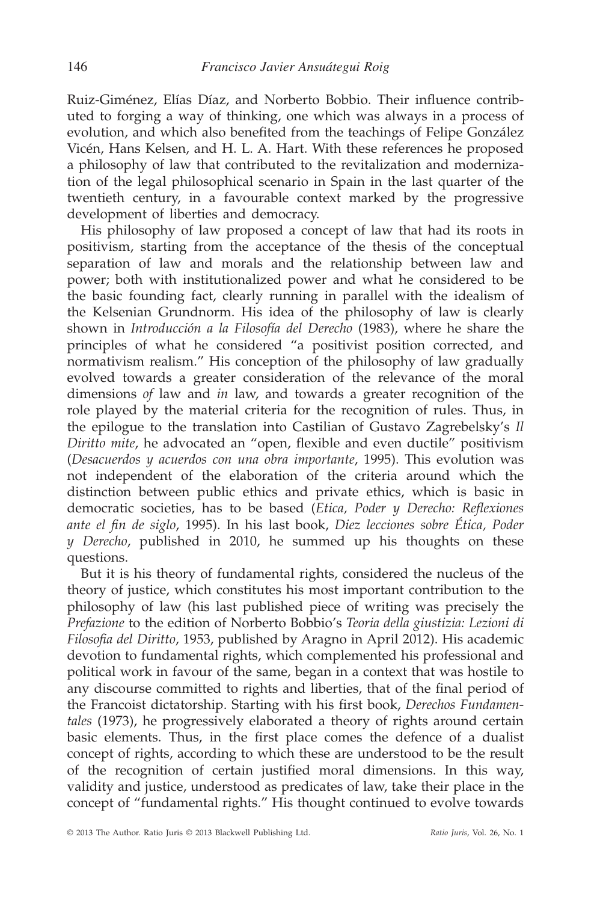Ruiz-Giménez, Elías Díaz, and Norberto Bobbio. Their influence contributed to forging a way of thinking, one which was always in a process of evolution, and which also benefited from the teachings of Felipe González Vicén, Hans Kelsen, and H. L. A. Hart. With these references he proposed a philosophy of law that contributed to the revitalization and modernization of the legal philosophical scenario in Spain in the last quarter of the twentieth century, in a favourable context marked by the progressive development of liberties and democracy.

His philosophy of law proposed a concept of law that had its roots in positivism, starting from the acceptance of the thesis of the conceptual separation of law and morals and the relationship between law and power; both with institutionalized power and what he considered to be the basic founding fact, clearly running in parallel with the idealism of the Kelsenian Grundnorm. His idea of the philosophy of law is clearly shown in *Introducción a la Filosofía del Derecho* (1983), where he share the principles of what he considered "a positivist position corrected, and normativism realism." His conception of the philosophy of law gradually evolved towards a greater consideration of the relevance of the moral dimensions *of* law and *in* law, and towards a greater recognition of the role played by the material criteria for the recognition of rules. Thus, in the epilogue to the translation into Castilian of Gustavo Zagrebelsky's *Il Diritto mite*, he advocated an "open, flexible and even ductile" positivism (*Desacuerdos y acuerdos con una obra importante*, 1995). This evolution was not independent of the elaboration of the criteria around which the distinction between public ethics and private ethics, which is basic in democratic societies, has to be based (*Etica, Poder y Derecho: Reflexiones ante el fin de siglo*, 1995). In his last book, *Diez lecciones sobre Ética, Poder y Derecho*, published in 2010, he summed up his thoughts on these questions.

But it is his theory of fundamental rights, considered the nucleus of the theory of justice, which constitutes his most important contribution to the philosophy of law (his last published piece of writing was precisely the *Prefazione* to the edition of Norberto Bobbio's *Teoria della giustizia: Lezioni di Filosofia del Diritto*, 1953, published by Aragno in April 2012). His academic devotion to fundamental rights, which complemented his professional and political work in favour of the same, began in a context that was hostile to any discourse committed to rights and liberties, that of the final period of the Francoist dictatorship. Starting with his first book, *Derechos Fundamentales* (1973), he progressively elaborated a theory of rights around certain basic elements. Thus, in the first place comes the defence of a dualist concept of rights, according to which these are understood to be the result of the recognition of certain justified moral dimensions. In this way, validity and justice, understood as predicates of law, take their place in the concept of "fundamental rights." His thought continued to evolve towards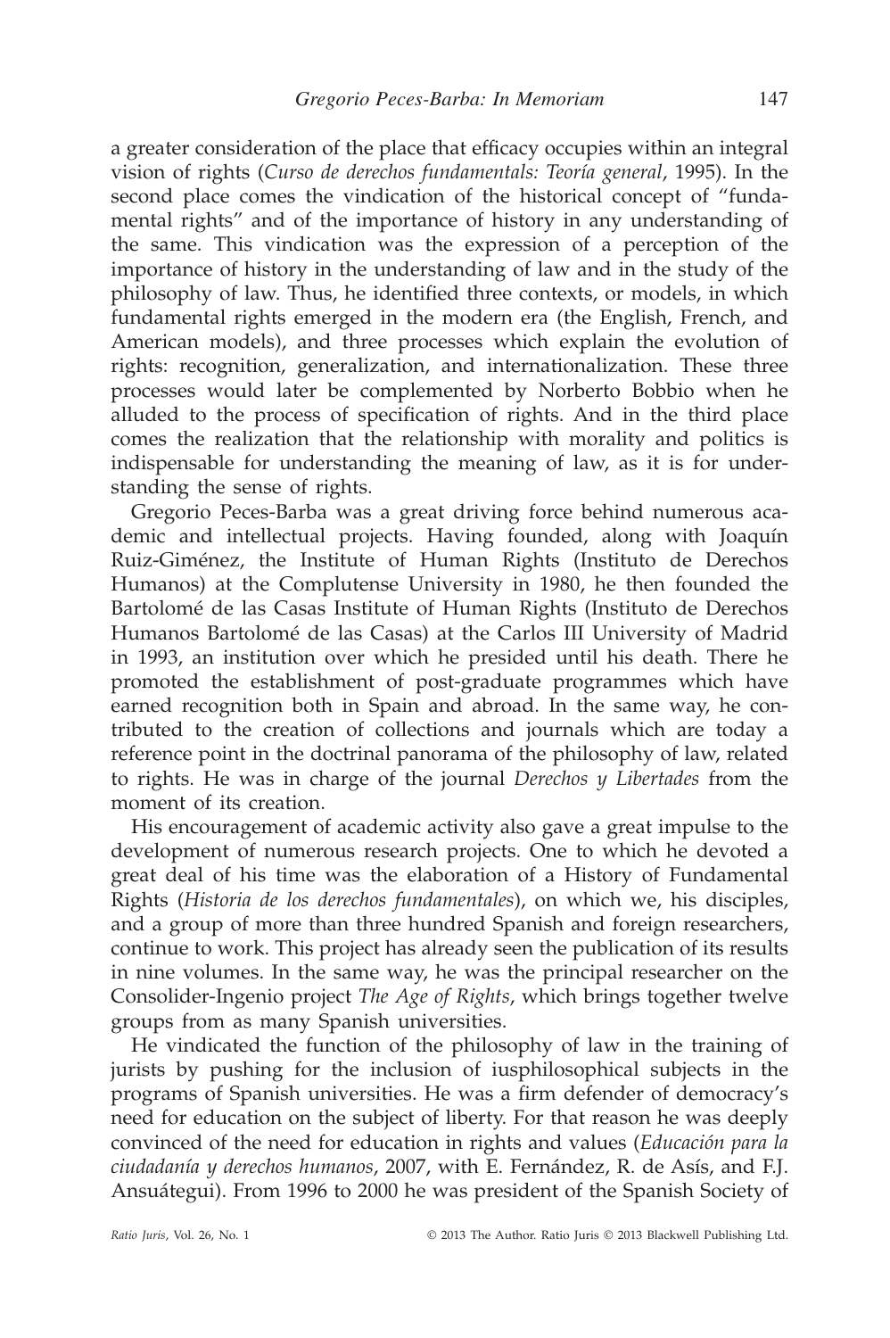a greater consideration of the place that efficacy occupies within an integral vision of rights (*Curso de derechos fundamentals: Teoría general*, 1995). In the second place comes the vindication of the historical concept of "fundamental rights" and of the importance of history in any understanding of the same. This vindication was the expression of a perception of the importance of history in the understanding of law and in the study of the philosophy of law. Thus, he identified three contexts, or models, in which fundamental rights emerged in the modern era (the English, French, and American models), and three processes which explain the evolution of rights: recognition, generalization, and internationalization. These three processes would later be complemented by Norberto Bobbio when he alluded to the process of specification of rights. And in the third place comes the realization that the relationship with morality and politics is indispensable for understanding the meaning of law, as it is for understanding the sense of rights.

Gregorio Peces-Barba was a great driving force behind numerous academic and intellectual projects. Having founded, along with Joaquín Ruiz-Giménez, the Institute of Human Rights (Instituto de Derechos Humanos) at the Complutense University in 1980, he then founded the Bartolomé de las Casas Institute of Human Rights (Instituto de Derechos Humanos Bartolomé de las Casas) at the Carlos III University of Madrid in 1993, an institution over which he presided until his death. There he promoted the establishment of post-graduate programmes which have earned recognition both in Spain and abroad. In the same way, he contributed to the creation of collections and journals which are today a reference point in the doctrinal panorama of the philosophy of law, related to rights. He was in charge of the journal *Derechos y Libertades* from the moment of its creation.

His encouragement of academic activity also gave a great impulse to the development of numerous research projects. One to which he devoted a great deal of his time was the elaboration of a History of Fundamental Rights (*Historia de los derechos fundamentales*), on which we, his disciples, and a group of more than three hundred Spanish and foreign researchers, continue to work. This project has already seen the publication of its results in nine volumes. In the same way, he was the principal researcher on the Consolider-Ingenio project *The Age of Rights*, which brings together twelve groups from as many Spanish universities.

He vindicated the function of the philosophy of law in the training of jurists by pushing for the inclusion of iusphilosophical subjects in the programs of Spanish universities. He was a firm defender of democracy's need for education on the subject of liberty. For that reason he was deeply convinced of the need for education in rights and values (*Educación para la ciudadanía y derechos humanos*, 2007, with E. Fernández, R. de Asís, and F.J. Ansuátegui). From 1996 to 2000 he was president of the Spanish Society of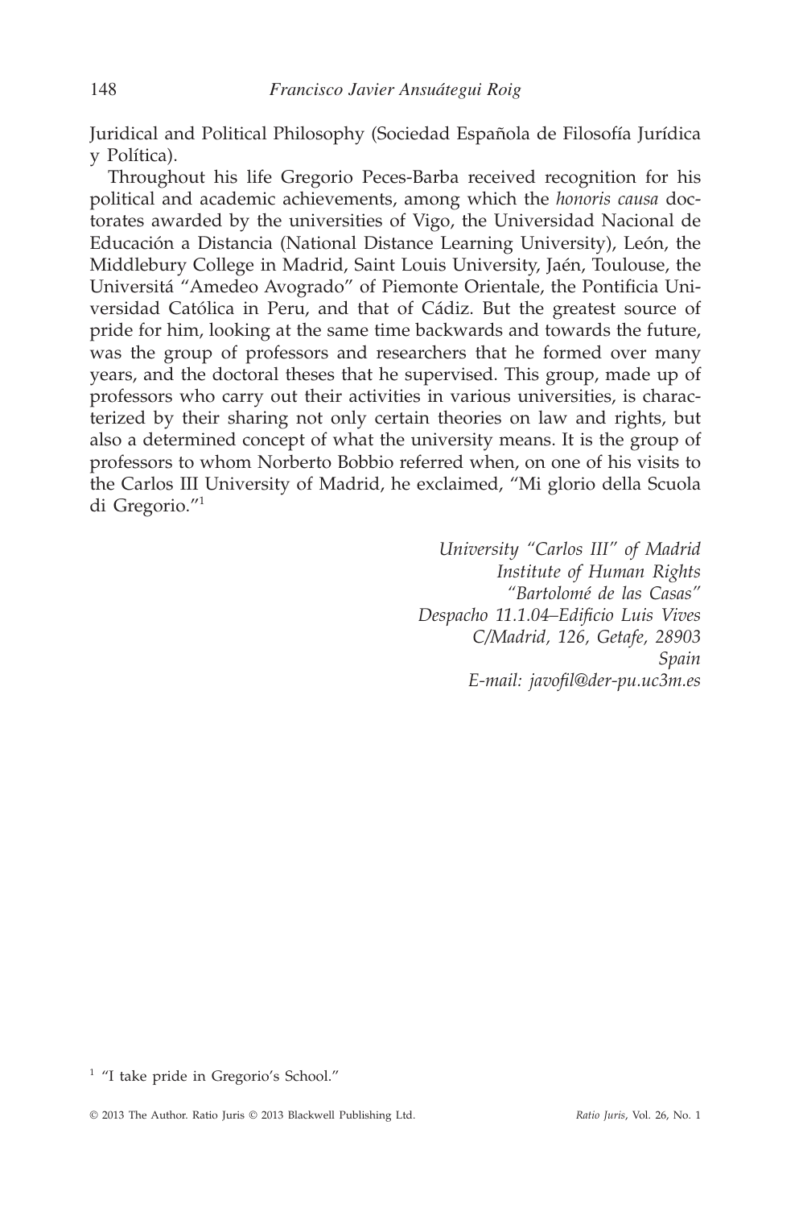Juridical and Political Philosophy (Sociedad Española de Filosofía Jurídica y Política).

Throughout his life Gregorio Peces-Barba received recognition for his political and academic achievements, among which the *honoris causa* doctorates awarded by the universities of Vigo, the Universidad Nacional de Educación a Distancia (National Distance Learning University), León, the Middlebury College in Madrid, Saint Louis University, Jaén, Toulouse, the Universitá "Amedeo Avogrado" of Piemonte Orientale, the Pontificia Universidad Católica in Peru, and that of Cádiz. But the greatest source of pride for him, looking at the same time backwards and towards the future, was the group of professors and researchers that he formed over many years, and the doctoral theses that he supervised. This group, made up of professors who carry out their activities in various universities, is characterized by their sharing not only certain theories on law and rights, but also a determined concept of what the university means. It is the group of professors to whom Norberto Bobbio referred when, on one of his visits to the Carlos III University of Madrid, he exclaimed, "Mi glorio della Scuola di Gregorio."[1]

*University "Carlos III" of Madrid*
*Institute of Human Rights*
*"Bartolomé de las Casas"*
*Despacho 11.1.04–Edificio Luis Vives*
*C/Madrid, 126, Getafe, 28903*
*Spain*
*E-mail: javofil@der-pu.uc3m.es*

[1] "I take pride in Gregorio's School."